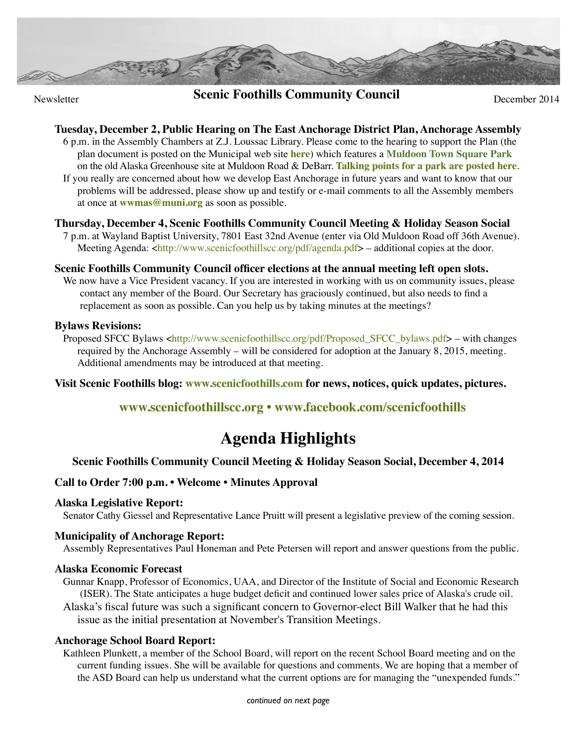Newsletter

# Scenic Foothills Community Council

December 2014

**Tuesday, December 2, Public Hearing on The East Anchorage District Plan, Anchorage Assembly**

6 p.m. in the Assembly Chambers at Z.J. Loussac Library. Please come to the hearing to support the Plan (the plan document is posted on the Municipal web site **here**) which features a **Muldoon Town Square Park** on the old Alaska Greenhouse site at Muldoon Road & DeBarr. **Talking points for a park are posted here**.

If you really are concerned about how we develop East Anchorage in future years and want to know that our problems will be addressed, please show up and testify or e-mail comments to all the Assembly members at once at **wwmas@muni.org** as soon as possible.

**Thursday, December 4, Scenic Foothills Community Council Meeting & Holiday Season Social**

7 p.m. at Wayland Baptist University, 7801 East 32nd Avenue (enter via Old Muldoon Road off 36th Avenue). Meeting Agenda: <http://www.scenicfoothillscc.org/pdf/agenda.pdf> – additional copies at the door.

**Scenic Foothills Community Council officer elections at the annual meeting left open slots.**

We now have a Vice President vacancy. If you are interested in working with us on community issues, please contact any member of the Board. Our Secretary has graciously continued, but also needs to find a replacement as soon as possible. Can you help us by taking minutes at the meetings?

**Bylaws Revisions:**

Proposed SFCC Bylaws <http://www.scenicfoothillscc.org/pdf/Proposed_SFCC_bylaws.pdf> – with changes required by the Anchorage Assembly – will be considered for adoption at the January 8, 2015, meeting. Additional amendments may be introduced at that meeting.

**Visit Scenic Foothills blog: www.scenicfoothills.com for news, notices, quick updates, pictures.**

**www.scenicfoothillscc.org • www.facebook.com/scenicfoothills**

# Agenda Highlights

**Scenic Foothills Community Council Meeting & Holiday Season Social, December 4, 2014**

**Call to Order 7:00 p.m. • Welcome • Minutes Approval**

**Alaska Legislative Report:**

Senator Cathy Giessel and Representative Lance Pruitt will present a legislative preview of the coming session.

**Municipality of Anchorage Report:**

Assembly Representatives Paul Honeman and Pete Petersen will report and answer questions from the public.

**Alaska Economic Forecast**

Gunnar Knapp, Professor of Economics, UAA, and Director of the Institute of Social and Economic Research (ISER). The State anticipates a huge budget deficit and continued lower sales price of Alaska's crude oil.

Alaska's fiscal future was such a significant concern to Governor-elect Bill Walker that he had this issue as the initial presentation at November's Transition Meetings.

**Anchorage School Board Report:**

Kathleen Plunkett, a member of the School Board, will report on the recent School Board meeting and on the current funding issues. She will be available for questions and comments. We are hoping that a member of the ASD Board can help us understand what the current options are for managing the "unexpended funds."

*continued on next page*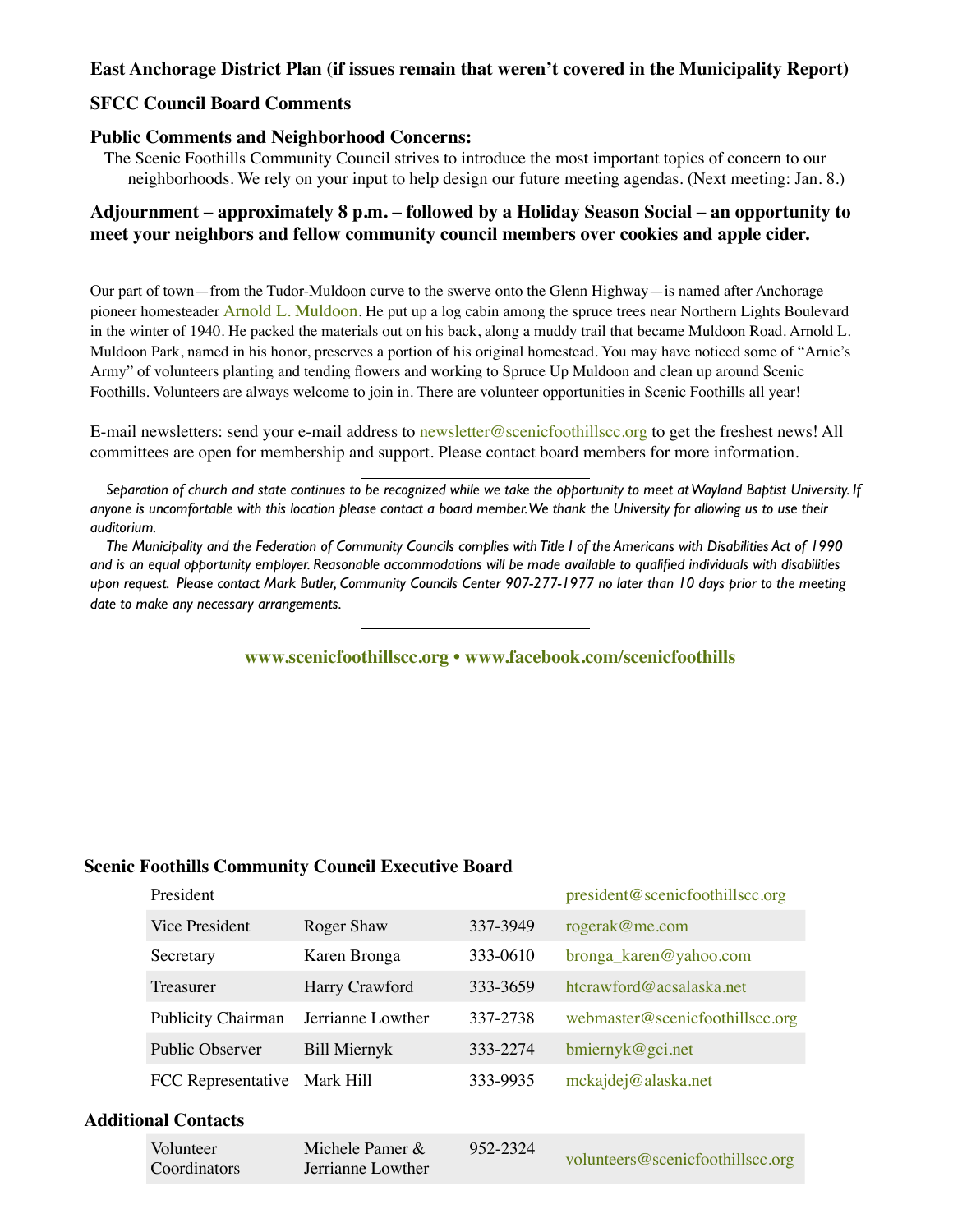**East Anchorage District Plan (if issues remain that weren't covered in the Municipality Report)**

**SFCC Council Board Comments**

**Public Comments and Neighborhood Concerns:**

The Scenic Foothills Community Council strives to introduce the most important topics of concern to our neighborhoods. We rely on your input to help design our future meeting agendas. (Next meeting: Jan. 8.)

**Adjournment – approximately 8 p.m. – followed by a Holiday Season Social – an opportunity to meet your neighbors and fellow community council members over cookies and apple cider.**

---

Our part of town—from the Tudor-Muldoon curve to the swerve onto the Glenn Highway—is named after Anchorage pioneer homesteader Arnold L. Muldoon. He put up a log cabin among the spruce trees near Northern Lights Boulevard in the winter of 1940. He packed the materials out on his back, along a muddy trail that became Muldoon Road. Arnold L. Muldoon Park, named in his honor, preserves a portion of his original homestead. You may have noticed some of "Arnie's Army" of volunteers planting and tending flowers and working to Spruce Up Muldoon and clean up around Scenic Foothills. Volunteers are always welcome to join in. There are volunteer opportunities in Scenic Foothills all year!

E-mail newsletters: send your e-mail address to newsletter@scenicfoothillscc.org to get the freshest news! All committees are open for membership and support. Please contact board members for more information.

---

*Separation of church and state continues to be recognized while we take the opportunity to meet at Wayland Baptist University. If anyone is uncomfortable with this location please contact a board member. We thank the University for allowing us to use their auditorium.*

*The Municipality and the Federation of Community Councils complies with Title I of the Americans with Disabilities Act of 1990 and is an equal opportunity employer. Reasonable accommodations will be made available to qualified individuals with disabilities upon request. Please contact Mark Butler, Community Councils Center 907-277-1977 no later than 10 days prior to the meeting date to make any necessary arrangements.*

---

**www.scenicfoothillscc.org • www.facebook.com/scenicfoothills**

**Scenic Foothills Community Council Executive Board**

| | | | |
|---|---|---|---|
| President | | | president@scenicfoothillscc.org |
| Vice President | Roger Shaw | 337-3949 | rogerak@me.com |
| Secretary | Karen Bronga | 333-0610 | bronga_karen@yahoo.com |
| Treasurer | Harry Crawford | 333-3659 | htcrawford@acsalaska.net |
| Publicity Chairman | Jerrianne Lowther | 337-2738 | webmaster@scenicfoothillscc.org |
| Public Observer | Bill Miernyk | 333-2274 | bmiernyk@gci.net |
| FCC Representative | Mark Hill | 333-9935 | mckajdej@alaska.net |

**Additional Contacts**

| | | | |
|---|---|---|---|
| Volunteer Coordinators | Michele Pamer & Jerrianne Lowther | 952-2324 | volunteers@scenicfoothillscc.org |